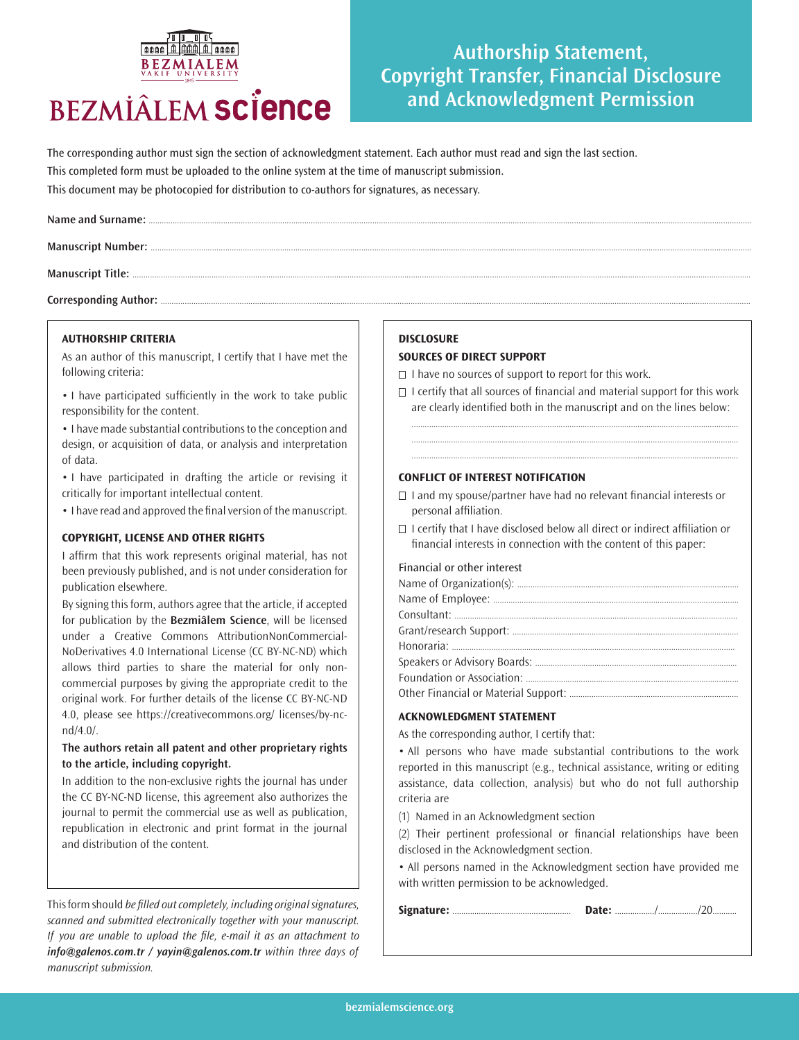BEZMİÂLEM science

# Authorship Statement, Copyright Transfer, Financial Disclosure and Acknowledgment Permission

The corresponding author must sign the section of acknowledgment statement. Each author must read and sign the last section.

This completed form must be uploaded to the online system at the time of manuscript submission.

This document may be photocopied for distribution to co-authors for signatures, as necessary.

**Name and Surname:** ..........

**Manuscript Number:** ..........

**Manuscript Title:** ..........

**Corresponding Author:** ..........

### AUTHORSHIP CRITERIA

As an author of this manuscript, I certify that I have met the following criteria:

- I have participated sufficiently in the work to take public responsibility for the content.
- I have made substantial contributions to the conception and design, or acquisition of data, or analysis and interpretation of data.
- I have participated in drafting the article or revising it critically for important intellectual content.
- I have read and approved the final version of the manuscript.

### COPYRIGHT, LICENSE AND OTHER RIGHTS

I affirm that this work represents original material, has not been previously published, and is not under consideration for publication elsewhere.

By signing this form, authors agree that the article, if accepted for publication by the **Bezmiâlem Science**, will be licensed under a Creative Commons AttributionNonCommercial-NoDerivatives 4.0 International License (CC BY-NC-ND) which allows third parties to share the material for only non-commercial purposes by giving the appropriate credit to the original work. For further details of the license CC BY-NC-ND 4.0, please see https://creativecommons.org/ licenses/by-nc-nd/4.0/.

**The authors retain all patent and other proprietary rights to the article, including copyright.**

In addition to the non-exclusive rights the journal has under the CC BY-NC-ND license, this agreement also authorizes the journal to permit the commercial use as well as publication, republication in electronic and print format in the journal and distribution of the content.

This form should *be filled out completely, including original signatures, scanned and submitted electronically together with your manuscript. If you are unable to upload the file, e-mail it as an attachment to* ***info@galenos.com.tr / yayin@galenos.com.tr*** *within three days of manuscript submission.*

### DISCLOSURE

#### SOURCES OF DIRECT SUPPORT

- ☐ I have no sources of support to report for this work.
- ☐ I certify that all sources of financial and material support for this work are clearly identified both in the manuscript and on the lines below:

..........

..........

..........

#### CONFLICT OF INTEREST NOTIFICATION

- ☐ I and my spouse/partner have had no relevant financial interests or personal affiliation.
- ☐ I certify that I have disclosed below all direct or indirect affiliation or financial interests in connection with the content of this paper:

Financial or other interest

Name of Organization(s): ..........

Name of Employee: ..........

Consultant: ..........

Grant/research Support: ..........

Honoraria: ..........

Speakers or Advisory Boards: ..........

Foundation or Association: ..........

Other Financial or Material Support: ..........

### ACKNOWLEDGMENT STATEMENT

As the corresponding author, I certify that:

- All persons who have made substantial contributions to the work reported in this manuscript (e.g., technical assistance, writing or editing assistance, data collection, analysis) but who do not full authorship criteria are

(1) Named in an Acknowledgment section

(2) Their pertinent professional or financial relationships have been disclosed in the Acknowledgment section.

- All persons named in the Acknowledgment section have provided me with written permission to be acknowledged.

**Signature:** .......... **Date:** ........../........../20..........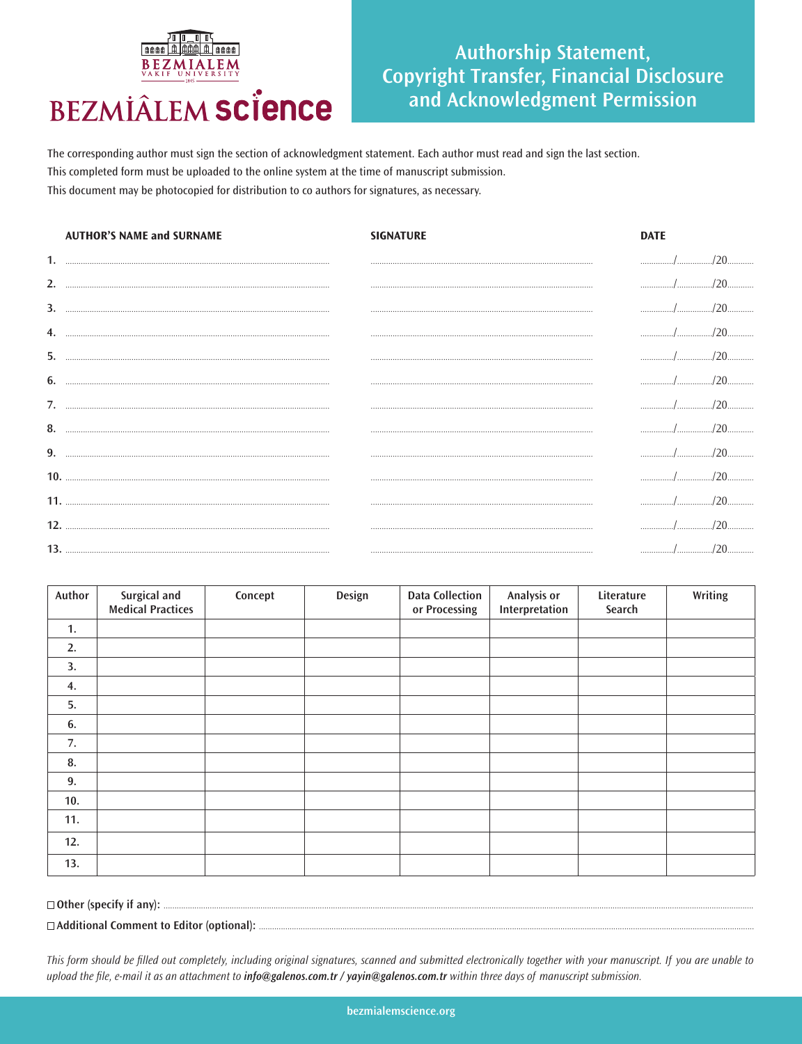BEZMİÂLEM science

# Authorship Statement, Copyright Transfer, Financial Disclosure and Acknowledgment Permission

The corresponding author must sign the section of acknowledgment statement. Each author must read and sign the last section.

This completed form must be uploaded to the online system at the time of manuscript submission.

This document may be photocopied for distribution to co authors for signatures, as necessary.

| AUTHOR'S NAME and SURNAME | SIGNATURE | DATE |
| --- | --- | --- |
| 1. ............ | ............ | ....../....../20...... |
| 2. ............ | ............ | ....../....../20...... |
| 3. ............ | ............ | ....../....../20...... |
| 4. ............ | ............ | ....../....../20...... |
| 5. ............ | ............ | ....../....../20...... |
| 6. ............ | ............ | ....../....../20...... |
| 7. ............ | ............ | ....../....../20...... |
| 8. ............ | ............ | ....../....../20...... |
| 9. ............ | ............ | ....../....../20...... |
| 10. ............ | ............ | ....../....../20...... |
| 11. ............ | ............ | ....../....../20...... |
| 12. ............ | ............ | ....../....../20...... |
| 13. ............ | ............ | ....../....../20...... |

| Author | Surgical and Medical Practices | Concept | Design | Data Collection or Processing | Analysis or Interpretation | Literature Search | Writing |
| --- | --- | --- | --- | --- | --- | --- | --- |
| 1. | | | | | | | |
| 2. | | | | | | | |
| 3. | | | | | | | |
| 4. | | | | | | | |
| 5. | | | | | | | |
| 6. | | | | | | | |
| 7. | | | | | | | |
| 8. | | | | | | | |
| 9. | | | | | | | |
| 10. | | | | | | | |
| 11. | | | | | | | |
| 12. | | | | | | | |
| 13. | | | | | | | |

☐ **Other (specify if any):** ............

☐ **Additional Comment to Editor (optional):** ............

*This form should be filled out completely, including original signatures, scanned and submitted electronically together with your manuscript. If you are unable to upload the file, e-mail it as an attachment to **info@galenos.com.tr / yayin@galenos.com.tr** within three days of manuscript submission.*